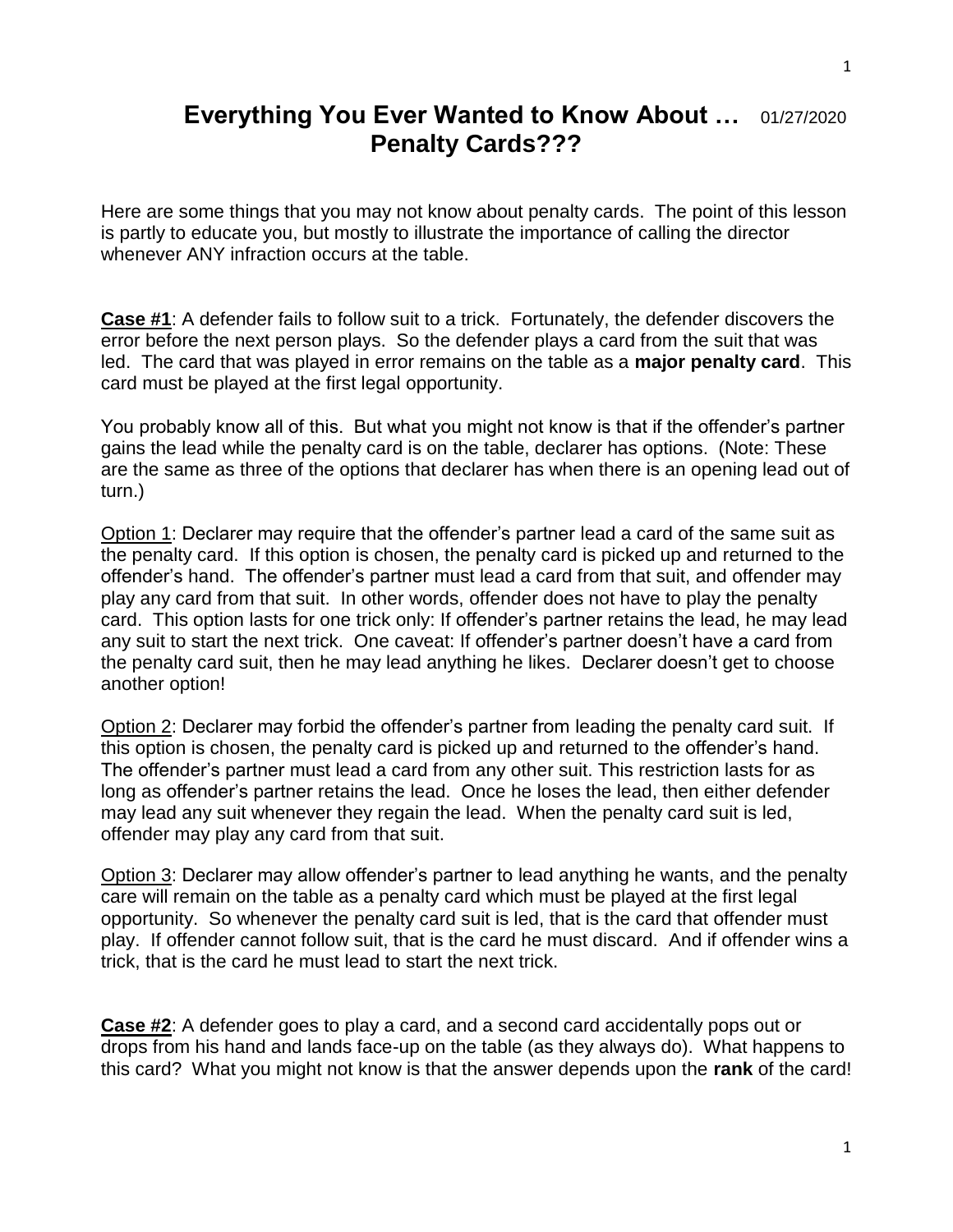# Everything You Ever Wanted to Know About … Penalty Cards???

01/27/2020

Here are some things that you may not know about penalty cards. The point of this lesson is partly to educate you, but mostly to illustrate the importance of calling the director whenever ANY infraction occurs at the table.

**Case #1**: A defender fails to follow suit to a trick. Fortunately, the defender discovers the error before the next person plays. So the defender plays a card from the suit that was led. The card that was played in error remains on the table as a **major penalty card**. This card must be played at the first legal opportunity.

You probably know all of this. But what you might not know is that if the offender's partner gains the lead while the penalty card is on the table, declarer has options. (Note: These are the same as three of the options that declarer has when there is an opening lead out of turn.)

Option 1: Declarer may require that the offender's partner lead a card of the same suit as the penalty card. If this option is chosen, the penalty card is picked up and returned to the offender's hand. The offender's partner must lead a card from that suit, and offender may play any card from that suit. In other words, offender does not have to play the penalty card. This option lasts for one trick only: If offender's partner retains the lead, he may lead any suit to start the next trick. One caveat: If offender's partner doesn't have a card from the penalty card suit, then he may lead anything he likes. Declarer doesn't get to choose another option!

Option 2: Declarer may forbid the offender's partner from leading the penalty card suit. If this option is chosen, the penalty card is picked up and returned to the offender's hand. The offender's partner must lead a card from any other suit. This restriction lasts for as long as offender's partner retains the lead. Once he loses the lead, then either defender may lead any suit whenever they regain the lead. When the penalty card suit is led, offender may play any card from that suit.

Option 3: Declarer may allow offender's partner to lead anything he wants, and the penalty care will remain on the table as a penalty card which must be played at the first legal opportunity. So whenever the penalty card suit is led, that is the card that offender must play. If offender cannot follow suit, that is the card he must discard. And if offender wins a trick, that is the card he must lead to start the next trick.

**Case #2**: A defender goes to play a card, and a second card accidentally pops out or drops from his hand and lands face-up on the table (as they always do). What happens to this card? What you might not know is that the answer depends upon the **rank** of the card!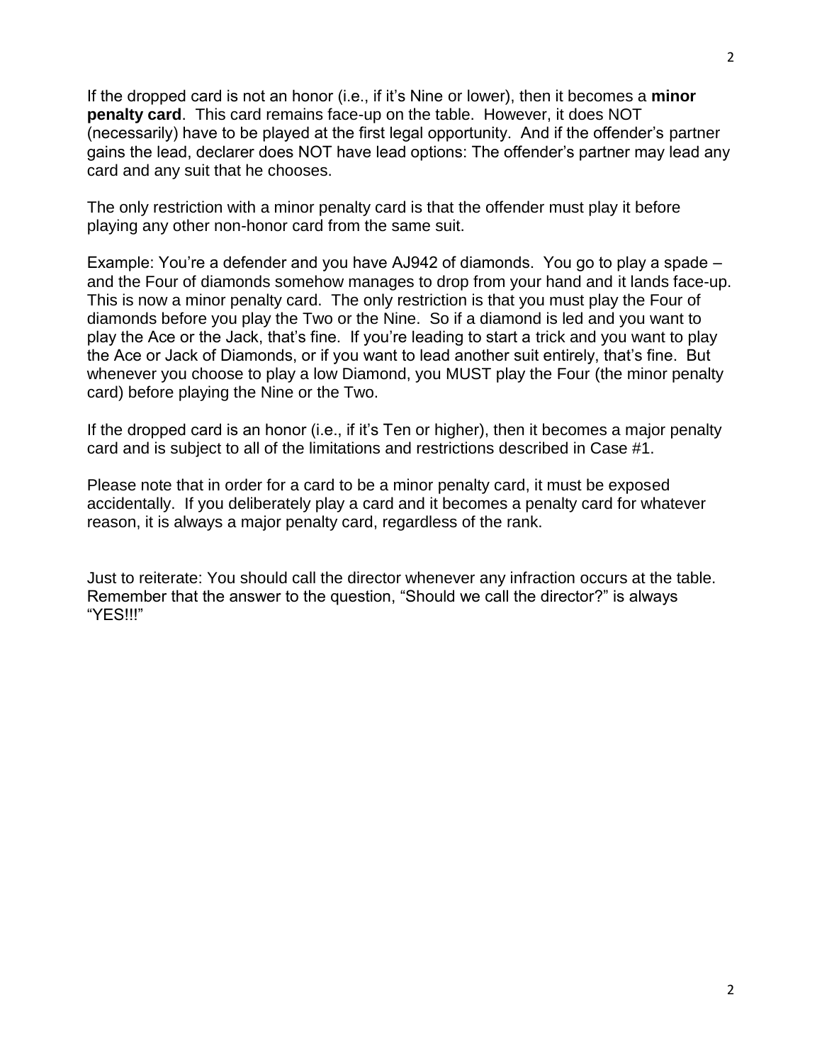If the dropped card is not an honor (i.e., if it's Nine or lower), then it becomes a **minor penalty card**. This card remains face-up on the table. However, it does NOT (necessarily) have to be played at the first legal opportunity. And if the offender's partner gains the lead, declarer does NOT have lead options: The offender's partner may lead any card and any suit that he chooses.

The only restriction with a minor penalty card is that the offender must play it before playing any other non-honor card from the same suit.

Example: You're a defender and you have AJ942 of diamonds. You go to play a spade – and the Four of diamonds somehow manages to drop from your hand and it lands face-up. This is now a minor penalty card. The only restriction is that you must play the Four of diamonds before you play the Two or the Nine. So if a diamond is led and you want to play the Ace or the Jack, that's fine. If you're leading to start a trick and you want to play the Ace or Jack of Diamonds, or if you want to lead another suit entirely, that's fine. But whenever you choose to play a low Diamond, you MUST play the Four (the minor penalty card) before playing the Nine or the Two.

If the dropped card is an honor (i.e., if it's Ten or higher), then it becomes a major penalty card and is subject to all of the limitations and restrictions described in Case #1.

Please note that in order for a card to be a minor penalty card, it must be exposed accidentally. If you deliberately play a card and it becomes a penalty card for whatever reason, it is always a major penalty card, regardless of the rank.

Just to reiterate: You should call the director whenever any infraction occurs at the table. Remember that the answer to the question, "Should we call the director?" is always "YES!!!"